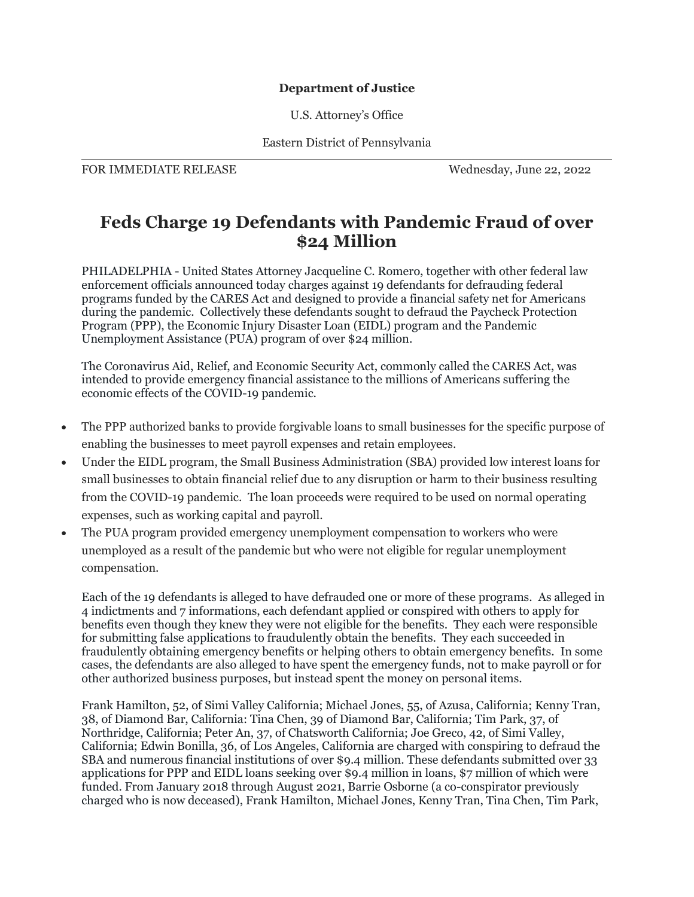**Department of Justice**

U.S. Attorney's Office

Eastern District of Pennsylvania

FOR IMMEDIATE RELEASE Wednesday, June 22, 2022

# Feds Charge 19 Defendants with Pandemic Fraud of over $24 Million

PHILADELPHIA - United States Attorney Jacqueline C. Romero, together with other federal law enforcement officials announced today charges against 19 defendants for defrauding federal programs funded by the CARES Act and designed to provide a financial safety net for Americans during the pandemic. Collectively these defendants sought to defraud the Paycheck Protection Program (PPP), the Economic Injury Disaster Loan (EIDL) program and the Pandemic Unemployment Assistance (PUA) program of over $24 million.

The Coronavirus Aid, Relief, and Economic Security Act, commonly called the CARES Act, was intended to provide emergency financial assistance to the millions of Americans suffering the economic effects of the COVID-19 pandemic.

- The PPP authorized banks to provide forgivable loans to small businesses for the specific purpose of enabling the businesses to meet payroll expenses and retain employees.
- Under the EIDL program, the Small Business Administration (SBA) provided low interest loans for small businesses to obtain financial relief due to any disruption or harm to their business resulting from the COVID-19 pandemic. The loan proceeds were required to be used on normal operating expenses, such as working capital and payroll.
- The PUA program provided emergency unemployment compensation to workers who were unemployed as a result of the pandemic but who were not eligible for regular unemployment compensation.

Each of the 19 defendants is alleged to have defrauded one or more of these programs. As alleged in 4 indictments and 7 informations, each defendant applied or conspired with others to apply for benefits even though they knew they were not eligible for the benefits. They each were responsible for submitting false applications to fraudulently obtain the benefits. They each succeeded in fraudulently obtaining emergency benefits or helping others to obtain emergency benefits. In some cases, the defendants are also alleged to have spent the emergency funds, not to make payroll or for other authorized business purposes, but instead spent the money on personal items.

Frank Hamilton, 52, of Simi Valley California; Michael Jones, 55, of Azusa, California; Kenny Tran, 38, of Diamond Bar, California: Tina Chen, 39 of Diamond Bar, California; Tim Park, 37, of Northridge, California; Peter An, 37, of Chatsworth California; Joe Greco, 42, of Simi Valley, California; Edwin Bonilla, 36, of Los Angeles, California are charged with conspiring to defraud the SBA and numerous financial institutions of over $9.4 million. These defendants submitted over 33 applications for PPP and EIDL loans seeking over $9.4 million in loans, $7 million of which were funded. From January 2018 through August 2021, Barrie Osborne (a co-conspirator previously charged who is now deceased), Frank Hamilton, Michael Jones, Kenny Tran, Tina Chen, Tim Park,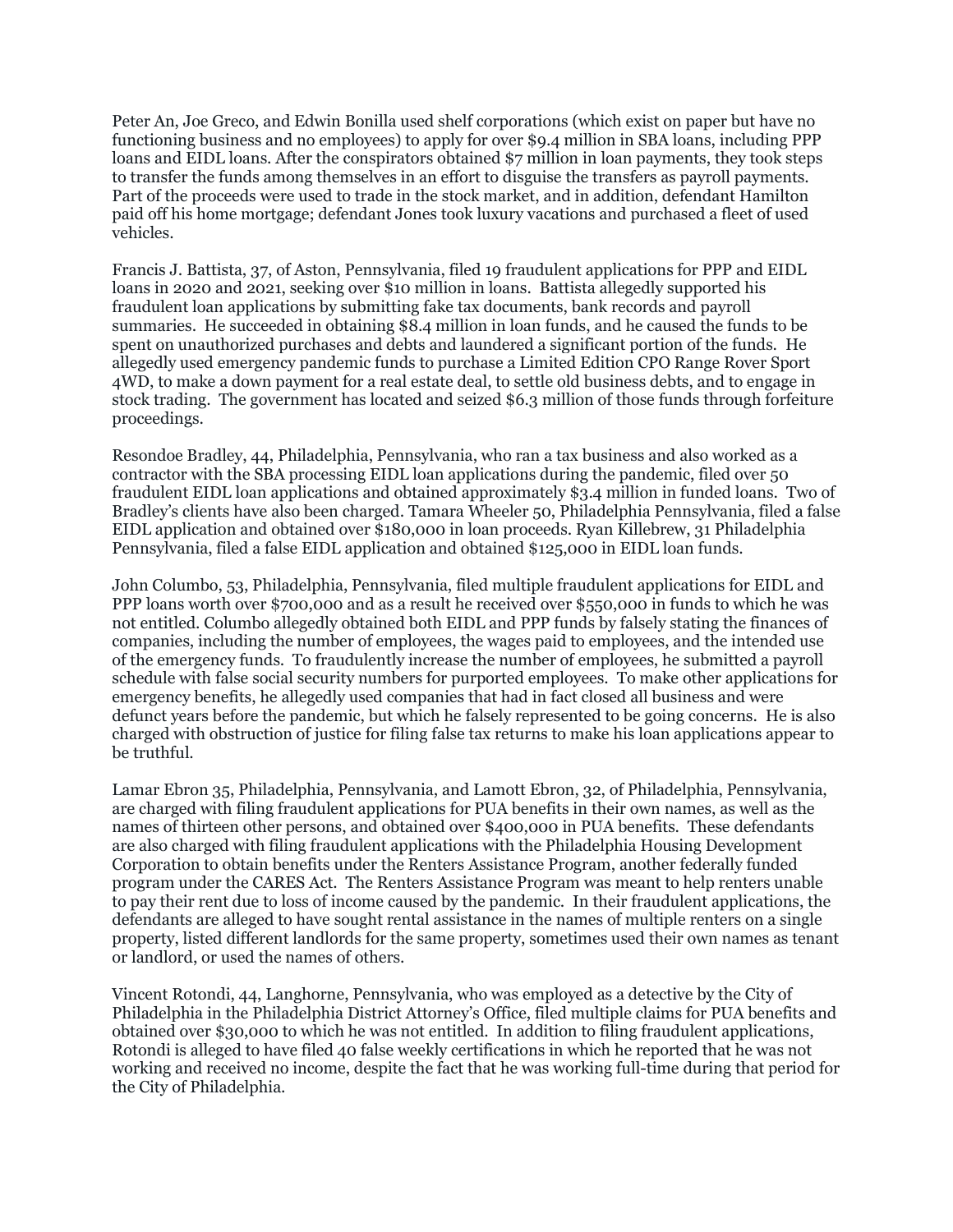Peter An, Joe Greco, and Edwin Bonilla used shelf corporations (which exist on paper but have no functioning business and no employees) to apply for over $9.4 million in SBA loans, including PPP loans and EIDL loans. After the conspirators obtained $7 million in loan payments, they took steps to transfer the funds among themselves in an effort to disguise the transfers as payroll payments. Part of the proceeds were used to trade in the stock market, and in addition, defendant Hamilton paid off his home mortgage; defendant Jones took luxury vacations and purchased a fleet of used vehicles.

Francis J. Battista, 37, of Aston, Pennsylvania, filed 19 fraudulent applications for PPP and EIDL loans in 2020 and 2021, seeking over $10 million in loans. Battista allegedly supported his fraudulent loan applications by submitting fake tax documents, bank records and payroll summaries. He succeeded in obtaining $8.4 million in loan funds, and he caused the funds to be spent on unauthorized purchases and debts and laundered a significant portion of the funds. He allegedly used emergency pandemic funds to purchase a Limited Edition CPO Range Rover Sport 4WD, to make a down payment for a real estate deal, to settle old business debts, and to engage in stock trading. The government has located and seized $6.3 million of those funds through forfeiture proceedings.

Resondoe Bradley, 44, Philadelphia, Pennsylvania, who ran a tax business and also worked as a contractor with the SBA processing EIDL loan applications during the pandemic, filed over 50 fraudulent EIDL loan applications and obtained approximately $3.4 million in funded loans. Two of Bradley's clients have also been charged. Tamara Wheeler 50, Philadelphia Pennsylvania, filed a false EIDL application and obtained over $180,000 in loan proceeds. Ryan Killebrew, 31 Philadelphia Pennsylvania, filed a false EIDL application and obtained $125,000 in EIDL loan funds.

John Columbo, 53, Philadelphia, Pennsylvania, filed multiple fraudulent applications for EIDL and PPP loans worth over $700,000 and as a result he received over $550,000 in funds to which he was not entitled. Columbo allegedly obtained both EIDL and PPP funds by falsely stating the finances of companies, including the number of employees, the wages paid to employees, and the intended use of the emergency funds. To fraudulently increase the number of employees, he submitted a payroll schedule with false social security numbers for purported employees. To make other applications for emergency benefits, he allegedly used companies that had in fact closed all business and were defunct years before the pandemic, but which he falsely represented to be going concerns. He is also charged with obstruction of justice for filing false tax returns to make his loan applications appear to be truthful.

Lamar Ebron 35, Philadelphia, Pennsylvania, and Lamott Ebron, 32, of Philadelphia, Pennsylvania, are charged with filing fraudulent applications for PUA benefits in their own names, as well as the names of thirteen other persons, and obtained over $400,000 in PUA benefits. These defendants are also charged with filing fraudulent applications with the Philadelphia Housing Development Corporation to obtain benefits under the Renters Assistance Program, another federally funded program under the CARES Act. The Renters Assistance Program was meant to help renters unable to pay their rent due to loss of income caused by the pandemic. In their fraudulent applications, the defendants are alleged to have sought rental assistance in the names of multiple renters on a single property, listed different landlords for the same property, sometimes used their own names as tenant or landlord, or used the names of others.

Vincent Rotondi, 44, Langhorne, Pennsylvania, who was employed as a detective by the City of Philadelphia in the Philadelphia District Attorney's Office, filed multiple claims for PUA benefits and obtained over $30,000 to which he was not entitled. In addition to filing fraudulent applications, Rotondi is alleged to have filed 40 false weekly certifications in which he reported that he was not working and received no income, despite the fact that he was working full-time during that period for the City of Philadelphia.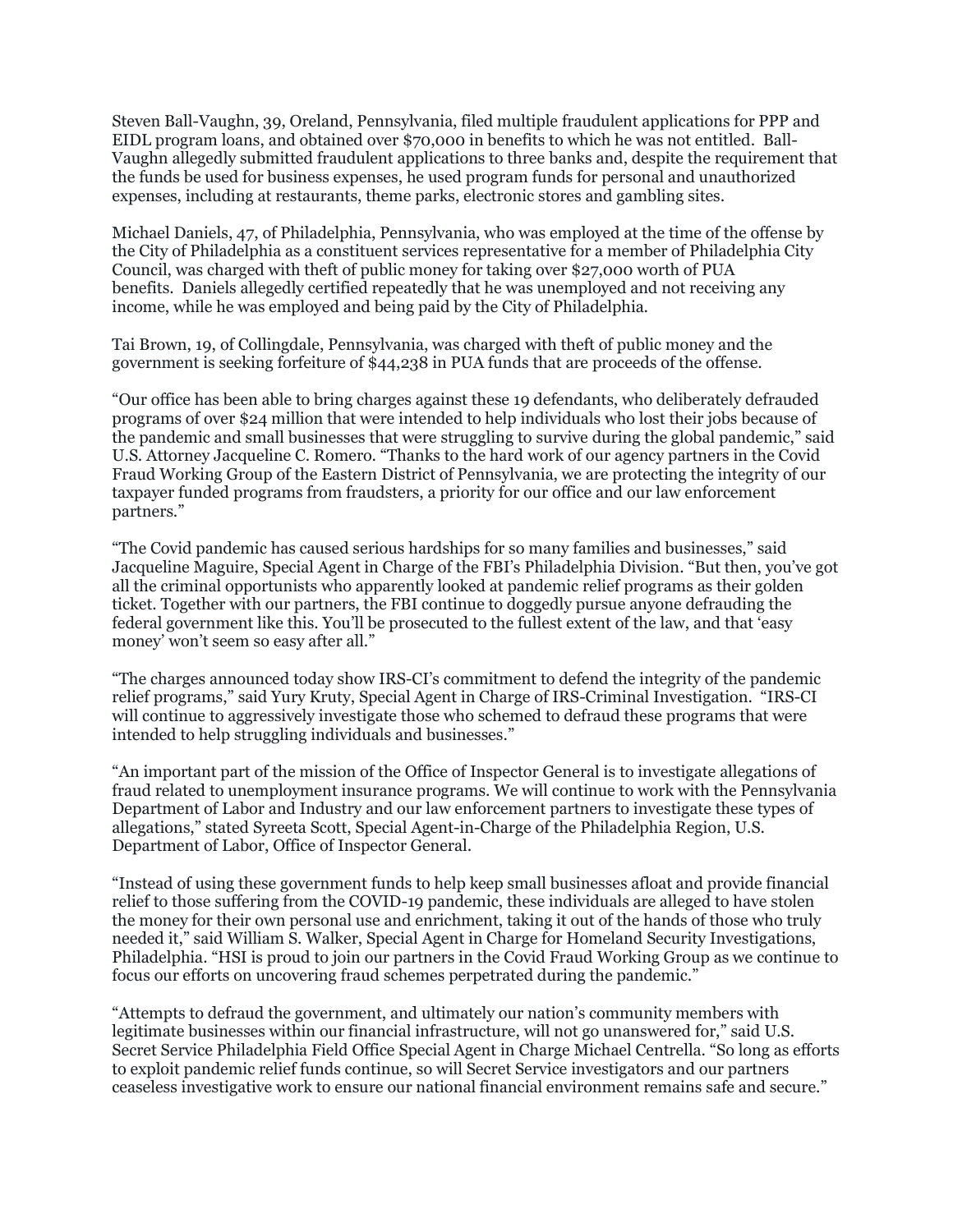Steven Ball-Vaughn, 39, Oreland, Pennsylvania, filed multiple fraudulent applications for PPP and EIDL program loans, and obtained over $70,000 in benefits to which he was not entitled. Ball-Vaughn allegedly submitted fraudulent applications to three banks and, despite the requirement that the funds be used for business expenses, he used program funds for personal and unauthorized expenses, including at restaurants, theme parks, electronic stores and gambling sites.

Michael Daniels, 47, of Philadelphia, Pennsylvania, who was employed at the time of the offense by the City of Philadelphia as a constituent services representative for a member of Philadelphia City Council, was charged with theft of public money for taking over $27,000 worth of PUA benefits. Daniels allegedly certified repeatedly that he was unemployed and not receiving any income, while he was employed and being paid by the City of Philadelphia.

Tai Brown, 19, of Collingdale, Pennsylvania, was charged with theft of public money and the government is seeking forfeiture of $44,238 in PUA funds that are proceeds of the offense.

"Our office has been able to bring charges against these 19 defendants, who deliberately defrauded programs of over $24 million that were intended to help individuals who lost their jobs because of the pandemic and small businesses that were struggling to survive during the global pandemic," said U.S. Attorney Jacqueline C. Romero. "Thanks to the hard work of our agency partners in the Covid Fraud Working Group of the Eastern District of Pennsylvania, we are protecting the integrity of our taxpayer funded programs from fraudsters, a priority for our office and our law enforcement partners."

"The Covid pandemic has caused serious hardships for so many families and businesses," said Jacqueline Maguire, Special Agent in Charge of the FBI's Philadelphia Division. "But then, you've got all the criminal opportunists who apparently looked at pandemic relief programs as their golden ticket. Together with our partners, the FBI continue to doggedly pursue anyone defrauding the federal government like this. You'll be prosecuted to the fullest extent of the law, and that 'easy money' won't seem so easy after all."

"The charges announced today show IRS-CI's commitment to defend the integrity of the pandemic relief programs," said Yury Kruty, Special Agent in Charge of IRS-Criminal Investigation. "IRS-CI will continue to aggressively investigate those who schemed to defraud these programs that were intended to help struggling individuals and businesses."

"An important part of the mission of the Office of Inspector General is to investigate allegations of fraud related to unemployment insurance programs. We will continue to work with the Pennsylvania Department of Labor and Industry and our law enforcement partners to investigate these types of allegations," stated Syreeta Scott, Special Agent-in-Charge of the Philadelphia Region, U.S. Department of Labor, Office of Inspector General.

"Instead of using these government funds to help keep small businesses afloat and provide financial relief to those suffering from the COVID-19 pandemic, these individuals are alleged to have stolen the money for their own personal use and enrichment, taking it out of the hands of those who truly needed it," said William S. Walker, Special Agent in Charge for Homeland Security Investigations, Philadelphia. "HSI is proud to join our partners in the Covid Fraud Working Group as we continue to focus our efforts on uncovering fraud schemes perpetrated during the pandemic."

"Attempts to defraud the government, and ultimately our nation's community members with legitimate businesses within our financial infrastructure, will not go unanswered for," said U.S. Secret Service Philadelphia Field Office Special Agent in Charge Michael Centrella. "So long as efforts to exploit pandemic relief funds continue, so will Secret Service investigators and our partners ceaseless investigative work to ensure our national financial environment remains safe and secure."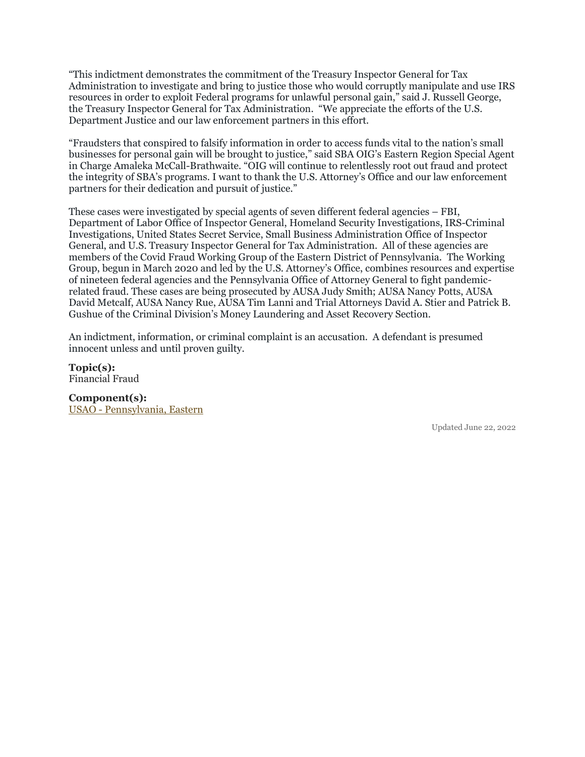"This indictment demonstrates the commitment of the Treasury Inspector General for Tax Administration to investigate and bring to justice those who would corruptly manipulate and use IRS resources in order to exploit Federal programs for unlawful personal gain," said J. Russell George, the Treasury Inspector General for Tax Administration. "We appreciate the efforts of the U.S. Department Justice and our law enforcement partners in this effort.

"Fraudsters that conspired to falsify information in order to access funds vital to the nation's small businesses for personal gain will be brought to justice," said SBA OIG's Eastern Region Special Agent in Charge Amaleka McCall-Brathwaite. "OIG will continue to relentlessly root out fraud and protect the integrity of SBA's programs. I want to thank the U.S. Attorney's Office and our law enforcement partners for their dedication and pursuit of justice."

These cases were investigated by special agents of seven different federal agencies – FBI, Department of Labor Office of Inspector General, Homeland Security Investigations, IRS-Criminal Investigations, United States Secret Service, Small Business Administration Office of Inspector General, and U.S. Treasury Inspector General for Tax Administration. All of these agencies are members of the Covid Fraud Working Group of the Eastern District of Pennsylvania. The Working Group, begun in March 2020 and led by the U.S. Attorney's Office, combines resources and expertise of nineteen federal agencies and the Pennsylvania Office of Attorney General to fight pandemic-related fraud. These cases are being prosecuted by AUSA Judy Smith; AUSA Nancy Potts, AUSA David Metcalf, AUSA Nancy Rue, AUSA Tim Lanni and Trial Attorneys David A. Stier and Patrick B. Gushue of the Criminal Division's Money Laundering and Asset Recovery Section.

An indictment, information, or criminal complaint is an accusation. A defendant is presumed innocent unless and until proven guilty.

**Topic(s):**
Financial Fraud

**Component(s):**
USAO - Pennsylvania, Eastern

Updated June 22, 2022